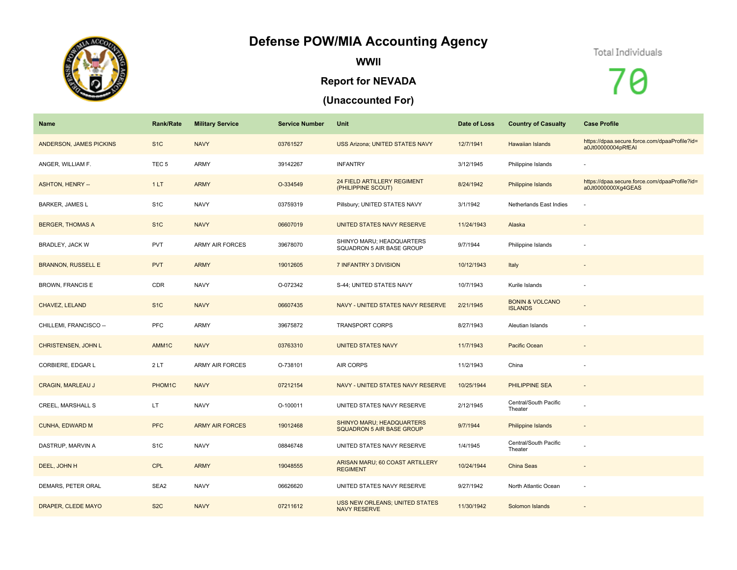# Defense POW/MIA Accounting Agency

## WWII

## Report for NEVADA

## (Unaccounted For)

Total Individuals

70

| Name | Rank/Rate | Military Service | Service Number | Unit | Date of Loss | Country of Casualty | Case Profile |
|---|---|---|---|---|---|---|---|
| ANDERSON, JAMES PICKINS | S1C | NAVY | 03761527 | USS Arizona; UNITED STATES NAVY | 12/7/1941 | Hawaiian Islands | https://dpaa.secure.force.com/dpaaProfile?id=a0Jt00000004pRfEAI |
| ANGER, WILLIAM F. | TEC 5 | ARMY | 39142267 | INFANTRY | 3/12/1945 | Philippine Islands | - |
| ASHTON, HENRY -- | 1 LT | ARMY | O-334549 | 24 FIELD ARTILLERY REGIMENT (PHILIPPINE SCOUT) | 8/24/1942 | Philippine Islands | https://dpaa.secure.force.com/dpaaProfile?id=a0Jt0000000Xg4GEAS |
| BARKER, JAMES L | S1C | NAVY | 03759319 | Pillsbury; UNITED STATES NAVY | 3/1/1942 | Netherlands East Indies | - |
| BERGER, THOMAS A | S1C | NAVY | 06607019 | UNITED STATES NAVY RESERVE | 11/24/1943 | Alaska | - |
| BRADLEY, JACK W | PVT | ARMY AIR FORCES | 39678070 | SHINYO MARU; HEADQUARTERS SQUADRON 5 AIR BASE GROUP | 9/7/1944 | Philippine Islands | - |
| BRANNON, RUSSELL E | PVT | ARMY | 19012605 | 7 INFANTRY 3 DIVISION | 10/12/1943 | Italy | - |
| BROWN, FRANCIS E | CDR | NAVY | O-072342 | S-44; UNITED STATES NAVY | 10/7/1943 | Kurile Islands | - |
| CHAVEZ, LELAND | S1C | NAVY | 06607435 | NAVY - UNITED STATES NAVY RESERVE | 2/21/1945 | BONIN & VOLCANO ISLANDS | - |
| CHILLEMI, FRANCISCO -- | PFC | ARMY | 39675872 | TRANSPORT CORPS | 8/27/1943 | Aleutian Islands | - |
| CHRISTENSEN, JOHN L | AMM1C | NAVY | 03763310 | UNITED STATES NAVY | 11/7/1943 | Pacific Ocean | - |
| CORBIERE, EDGAR L | 2 LT | ARMY AIR FORCES | O-738101 | AIR CORPS | 11/2/1943 | China | - |
| CRAGIN, MARLEAU J | PHOM1C | NAVY | 07212154 | NAVY - UNITED STATES NAVY RESERVE | 10/25/1944 | PHILIPPINE SEA | - |
| CREEL, MARSHALL S | LT | NAVY | O-100011 | UNITED STATES NAVY RESERVE | 2/12/1945 | Central/South Pacific Theater | - |
| CUNHA, EDWARD M | PFC | ARMY AIR FORCES | 19012468 | SHINYO MARU; HEADQUARTERS SQUADRON 5 AIR BASE GROUP | 9/7/1944 | Philippine Islands | - |
| DASTRUP, MARVIN A | S1C | NAVY | 08846748 | UNITED STATES NAVY RESERVE | 1/4/1945 | Central/South Pacific Theater | - |
| DEEL, JOHN H | CPL | ARMY | 19048555 | ARISAN MARU; 60 COAST ARTILLERY REGIMENT | 10/24/1944 | China Seas | - |
| DEMARS, PETER ORAL | SEA2 | NAVY | 06626620 | UNITED STATES NAVY RESERVE | 9/27/1942 | North Atlantic Ocean | - |
| DRAPER, CLEDE MAYO | S2C | NAVY | 07211612 | USS NEW ORLEANS; UNITED STATES NAVY RESERVE | 11/30/1942 | Solomon Islands | - |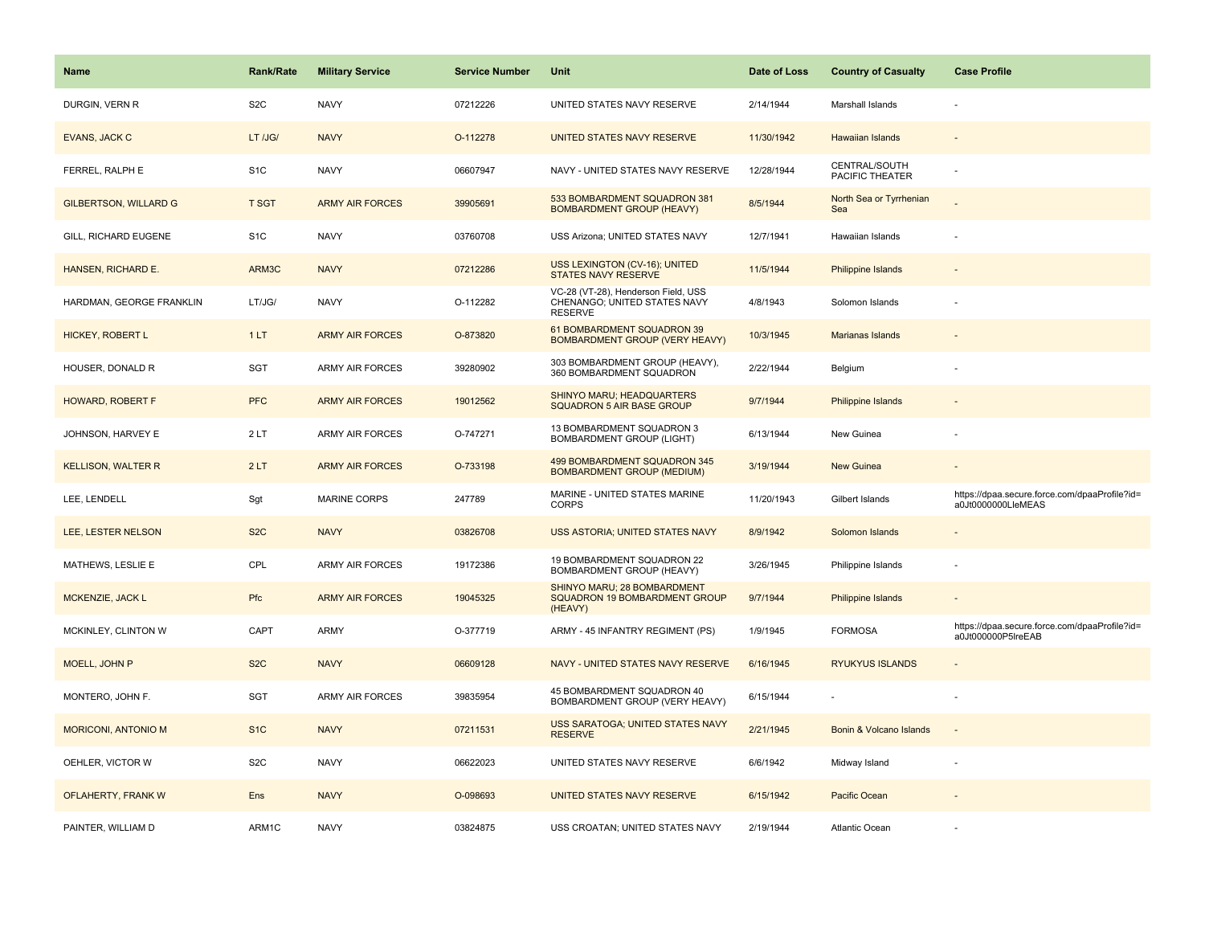| Name | Rank/Rate | Military Service | Service Number | Unit | Date of Loss | Country of Casualty | Case Profile |
| --- | --- | --- | --- | --- | --- | --- | --- |
| DURGIN, VERN R | S2C | NAVY | 07212226 | UNITED STATES NAVY RESERVE | 2/14/1944 | Marshall Islands | - |
| EVANS, JACK C | LT /JG/ | NAVY | O-112278 | UNITED STATES NAVY RESERVE | 11/30/1942 | Hawaiian Islands | - |
| FERREL, RALPH E | S1C | NAVY | 06607947 | NAVY - UNITED STATES NAVY RESERVE | 12/28/1944 | CENTRAL/SOUTH PACIFIC THEATER | - |
| GILBERTSON, WILLARD G | T SGT | ARMY AIR FORCES | 39905691 | 533 BOMBARDMENT SQUADRON 381 BOMBARDMENT GROUP (HEAVY) | 8/5/1944 | North Sea or Tyrrhenian Sea | - |
| GILL, RICHARD EUGENE | S1C | NAVY | 03760708 | USS Arizona; UNITED STATES NAVY | 12/7/1941 | Hawaiian Islands | - |
| HANSEN, RICHARD E. | ARM3C | NAVY | 07212286 | USS LEXINGTON (CV-16); UNITED STATES NAVY RESERVE | 11/5/1944 | Philippine Islands | - |
| HARDMAN, GEORGE FRANKLIN | LT/JG/ | NAVY | O-112282 | VC-28 (VT-28), Henderson Field, USS CHENANGO; UNITED STATES NAVY RESERVE | 4/8/1943 | Solomon Islands | - |
| HICKEY, ROBERT L | 1 LT | ARMY AIR FORCES | O-873820 | 61 BOMBARDMENT SQUADRON 39 BOMBARDMENT GROUP (VERY HEAVY) | 10/3/1945 | Marianas Islands | - |
| HOUSER, DONALD R | SGT | ARMY AIR FORCES | 39280902 | 303 BOMBARDMENT GROUP (HEAVY), 360 BOMBARDMENT SQUADRON | 2/22/1944 | Belgium | - |
| HOWARD, ROBERT F | PFC | ARMY AIR FORCES | 19012562 | SHINYO MARU; HEADQUARTERS SQUADRON 5 AIR BASE GROUP | 9/7/1944 | Philippine Islands | - |
| JOHNSON, HARVEY E | 2 LT | ARMY AIR FORCES | O-747271 | 13 BOMBARDMENT SQUADRON 3 BOMBARDMENT GROUP (LIGHT) | 6/13/1944 | New Guinea | - |
| KELLISON, WALTER R | 2 LT | ARMY AIR FORCES | O-733198 | 499 BOMBARDMENT SQUADRON 345 BOMBARDMENT GROUP (MEDIUM) | 3/19/1944 | New Guinea | - |
| LEE, LENDELL | Sgt | MARINE CORPS | 247789 | MARINE - UNITED STATES MARINE CORPS | 11/20/1943 | Gilbert Islands | https://dpaa.secure.force.com/dpaaProfile?id=a0Jt0000000LleMEAS |
| LEE, LESTER NELSON | S2C | NAVY | 03826708 | USS ASTORIA; UNITED STATES NAVY | 8/9/1942 | Solomon Islands | - |
| MATHEWS, LESLIE E | CPL | ARMY AIR FORCES | 19172386 | 19 BOMBARDMENT SQUADRON 22 BOMBARDMENT GROUP (HEAVY) | 3/26/1945 | Philippine Islands | - |
| MCKENZIE, JACK L | Pfc | ARMY AIR FORCES | 19045325 | SHINYO MARU; 28 BOMBARDMENT SQUADRON 19 BOMBARDMENT GROUP (HEAVY) | 9/7/1944 | Philippine Islands | - |
| MCKINLEY, CLINTON W | CAPT | ARMY | O-377719 | ARMY - 45 INFANTRY REGIMENT (PS) | 1/9/1945 | FORMOSA | https://dpaa.secure.force.com/dpaaProfile?id=a0Jt000000P5lreEAB |
| MOELL, JOHN P | S2C | NAVY | 06609128 | NAVY - UNITED STATES NAVY RESERVE | 6/16/1945 | RYUKYUS ISLANDS | - |
| MONTERO, JOHN F. | SGT | ARMY AIR FORCES | 39835954 | 45 BOMBARDMENT SQUADRON 40 BOMBARDMENT GROUP (VERY HEAVY) | 6/15/1944 | - | - |
| MORICONI, ANTONIO M | S1C | NAVY | 07211531 | USS SARATOGA; UNITED STATES NAVY RESERVE | 2/21/1945 | Bonin & Volcano Islands | - |
| OEHLER, VICTOR W | S2C | NAVY | 06622023 | UNITED STATES NAVY RESERVE | 6/6/1942 | Midway Island | - |
| OFLAHERTY, FRANK W | Ens | NAVY | O-098693 | UNITED STATES NAVY RESERVE | 6/15/1942 | Pacific Ocean | - |
| PAINTER, WILLIAM D | ARM1C | NAVY | 03824875 | USS CROATAN; UNITED STATES NAVY | 2/19/1944 | Atlantic Ocean | - |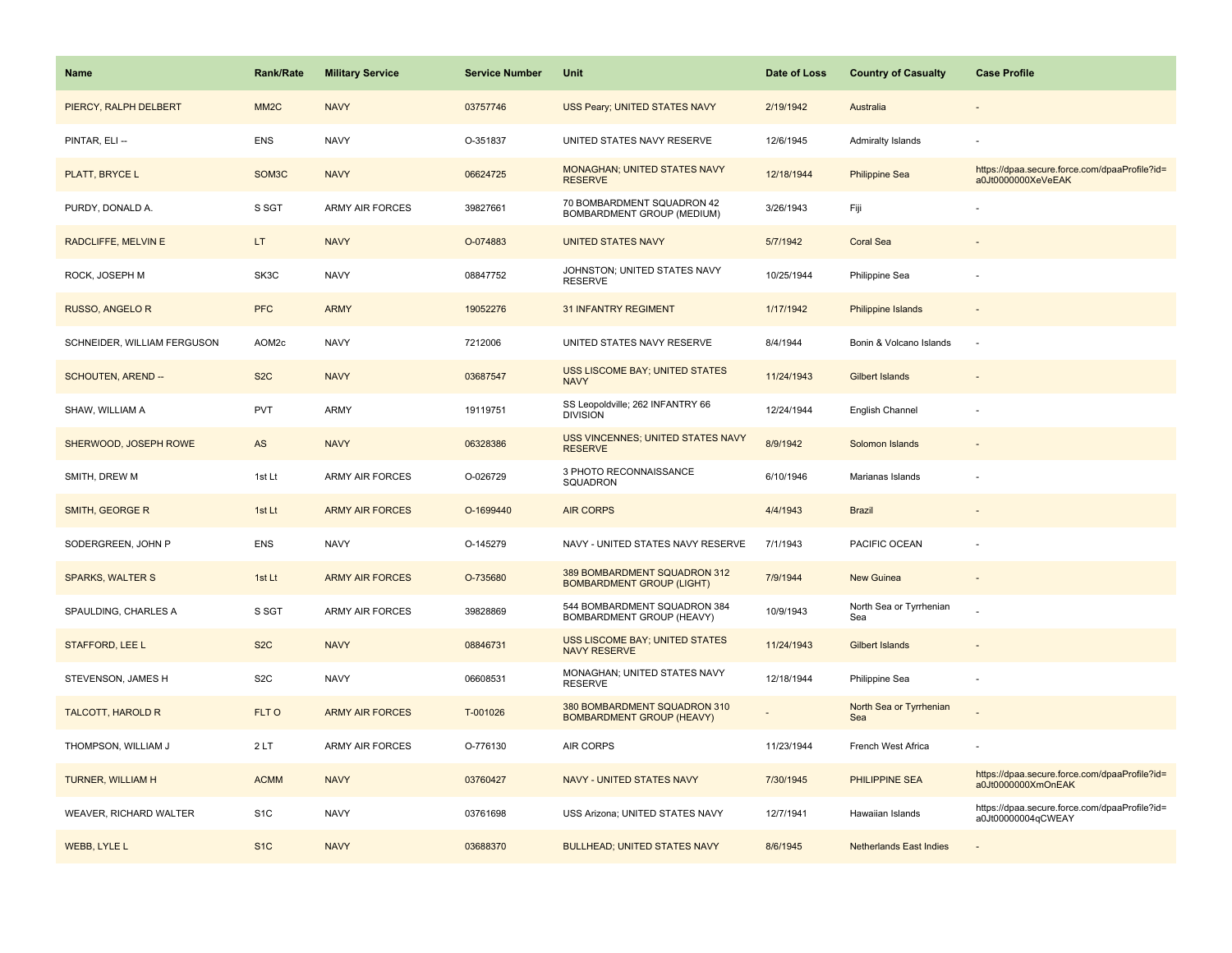| Name | Rank/Rate | Military Service | Service Number | Unit | Date of Loss | Country of Casualty | Case Profile |
| --- | --- | --- | --- | --- | --- | --- | --- |
| PIERCY, RALPH DELBERT | MM2C | NAVY | 03757746 | USS Peary; UNITED STATES NAVY | 2/19/1942 | Australia | - |
| PINTAR, ELI -- | ENS | NAVY | O-351837 | UNITED STATES NAVY RESERVE | 12/6/1945 | Admiralty Islands | - |
| PLATT, BRYCE L | SOM3C | NAVY | 06624725 | MONAGHAN; UNITED STATES NAVY RESERVE | 12/18/1944 | Philippine Sea | https://dpaa.secure.force.com/dpaaProfile?id=a0Jt0000000XeVeEAK |
| PURDY, DONALD A. | S SGT | ARMY AIR FORCES | 39827661 | 70 BOMBARDMENT SQUADRON 42 BOMBARDMENT GROUP (MEDIUM) | 3/26/1943 | Fiji | - |
| RADCLIFFE, MELVIN E | LT | NAVY | O-074883 | UNITED STATES NAVY | 5/7/1942 | Coral Sea | - |
| ROCK, JOSEPH M | SK3C | NAVY | 08847752 | JOHNSTON; UNITED STATES NAVY RESERVE | 10/25/1944 | Philippine Sea | - |
| RUSSO, ANGELO R | PFC | ARMY | 19052276 | 31 INFANTRY REGIMENT | 1/17/1942 | Philippine Islands | - |
| SCHNEIDER, WILLIAM FERGUSON | AOM2c | NAVY | 7212006 | UNITED STATES NAVY RESERVE | 8/4/1944 | Bonin & Volcano Islands | - |
| SCHOUTEN, AREND -- | S2C | NAVY | 03687547 | USS LISCOME BAY; UNITED STATES NAVY | 11/24/1943 | Gilbert Islands | - |
| SHAW, WILLIAM A | PVT | ARMY | 19119751 | SS Leopoldville; 262 INFANTRY 66 DIVISION | 12/24/1944 | English Channel | - |
| SHERWOOD, JOSEPH ROWE | AS | NAVY | 06328386 | USS VINCENNES; UNITED STATES NAVY RESERVE | 8/9/1942 | Solomon Islands | - |
| SMITH, DREW M | 1st Lt | ARMY AIR FORCES | O-026729 | 3 PHOTO RECONNAISSANCE SQUADRON | 6/10/1946 | Marianas Islands | - |
| SMITH, GEORGE R | 1st Lt | ARMY AIR FORCES | O-1699440 | AIR CORPS | 4/4/1943 | Brazil | - |
| SODERGREEN, JOHN P | ENS | NAVY | O-145279 | NAVY - UNITED STATES NAVY RESERVE | 7/1/1943 | PACIFIC OCEAN | - |
| SPARKS, WALTER S | 1st Lt | ARMY AIR FORCES | O-735680 | 389 BOMBARDMENT SQUADRON 312 BOMBARDMENT GROUP (LIGHT) | 7/9/1944 | New Guinea | - |
| SPAULDING, CHARLES A | S SGT | ARMY AIR FORCES | 39828869 | 544 BOMBARDMENT SQUADRON 384 BOMBARDMENT GROUP (HEAVY) | 10/9/1943 | North Sea or Tyrrhenian Sea | - |
| STAFFORD, LEE L | S2C | NAVY | 08846731 | USS LISCOME BAY; UNITED STATES NAVY RESERVE | 11/24/1943 | Gilbert Islands | - |
| STEVENSON, JAMES H | S2C | NAVY | 06608531 | MONAGHAN; UNITED STATES NAVY RESERVE | 12/18/1944 | Philippine Sea | - |
| TALCOTT, HAROLD R | FLT O | ARMY AIR FORCES | T-001026 | 380 BOMBARDMENT SQUADRON 310 BOMBARDMENT GROUP (HEAVY) | - | North Sea or Tyrrhenian Sea | - |
| THOMPSON, WILLIAM J | 2 LT | ARMY AIR FORCES | O-776130 | AIR CORPS | 11/23/1944 | French West Africa | - |
| TURNER, WILLIAM H | ACMM | NAVY | 03760427 | NAVY - UNITED STATES NAVY | 7/30/1945 | PHILIPPINE SEA | https://dpaa.secure.force.com/dpaaProfile?id=a0Jt0000000XmOnEAK |
| WEAVER, RICHARD WALTER | S1C | NAVY | 03761698 | USS Arizona; UNITED STATES NAVY | 12/7/1941 | Hawaiian Islands | https://dpaa.secure.force.com/dpaaProfile?id=a0Jt00000004qCWEAY |
| WEBB, LYLE L | S1C | NAVY | 03688370 | BULLHEAD; UNITED STATES NAVY | 8/6/1945 | Netherlands East Indies | - |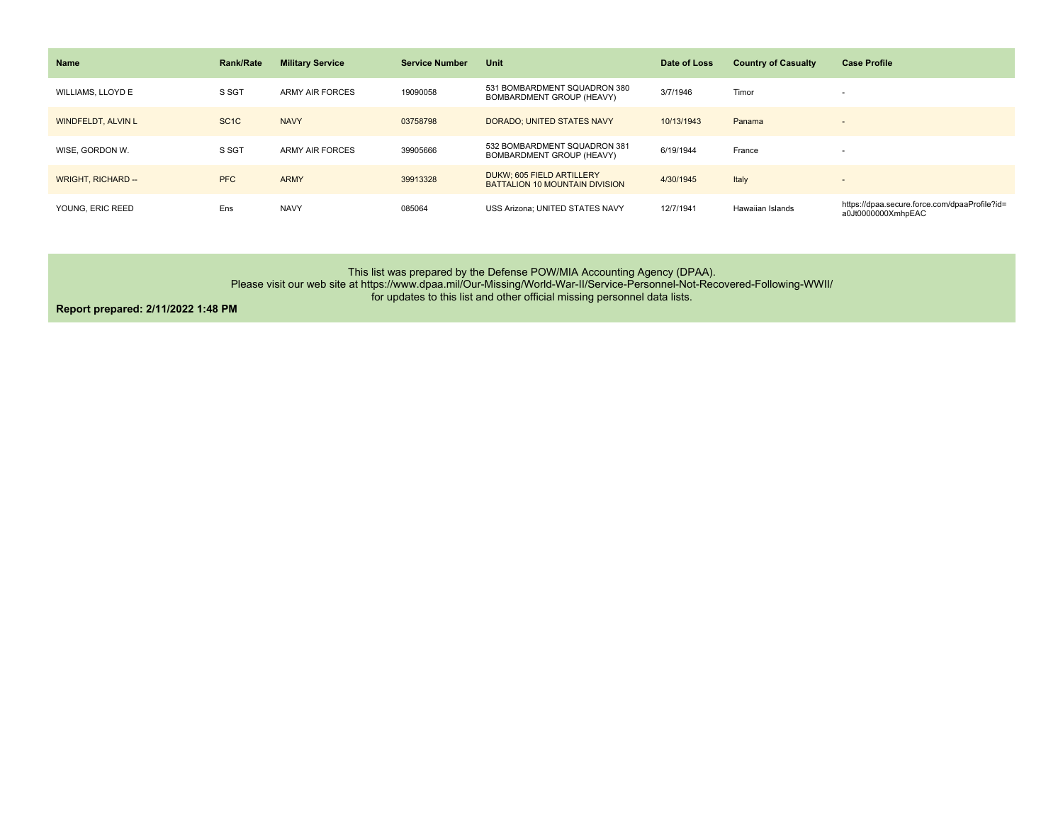| Name | Rank/Rate | Military Service | Service Number | Unit | Date of Loss | Country of Casualty | Case Profile |
|---|---|---|---|---|---|---|---|
| WILLIAMS, LLOYD E | S SGT | ARMY AIR FORCES | 19090058 | 531 BOMBARDMENT SQUADRON 380 BOMBARDMENT GROUP (HEAVY) | 3/7/1946 | Timor | - |
| WINDFELDT, ALVIN L | SC1C | NAVY | 03758798 | DORADO; UNITED STATES NAVY | 10/13/1943 | Panama | - |
| WISE, GORDON W. | S SGT | ARMY AIR FORCES | 39905666 | 532 BOMBARDMENT SQUADRON 381 BOMBARDMENT GROUP (HEAVY) | 6/19/1944 | France | - |
| WRIGHT, RICHARD -- | PFC | ARMY | 39913328 | DUKW; 605 FIELD ARTILLERY BATTALION 10 MOUNTAIN DIVISION | 4/30/1945 | Italy | - |
| YOUNG, ERIC REED | Ens | NAVY | 085064 | USS Arizona; UNITED STATES NAVY | 12/7/1941 | Hawaiian Islands | https://dpaa.secure.force.com/dpaaProfile?id=a0Jt0000000XmhpEAC |

This list was prepared by the Defense POW/MIA Accounting Agency (DPAA).
Please visit our web site at https://www.dpaa.mil/Our-Missing/World-War-II/Service-Personnel-Not-Recovered-Following-WWII/
for updates to this list and other official missing personnel data lists.

**Report prepared: 2/11/2022 1:48 PM**